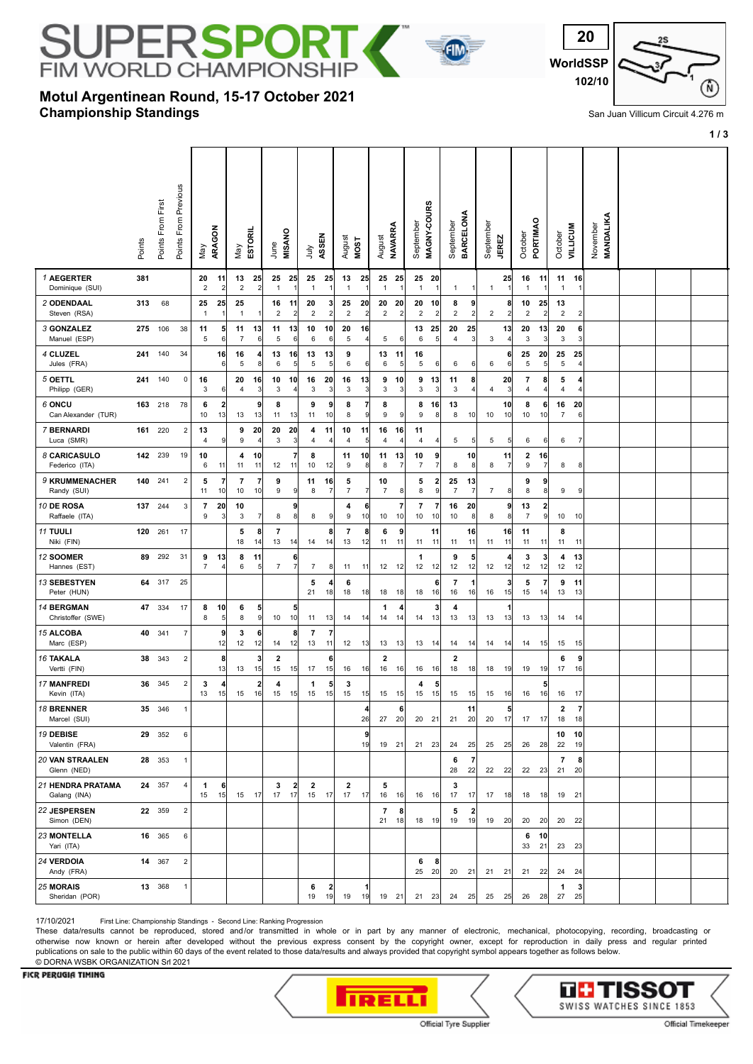# SUPERSPORT FIM WORLD CHAMPIONSHIP

**20**
**WorldSSP**
**102/10**

## Motul Argentinean Round, 15-17 October 2021
## Championship Standings

San Juan Villicum Circuit 4.276 m

| Rider | Points | Points From First | Points From Previous | May ARAGON R1 | May ARAGON R2 | May ESTORIL R1 | May ESTORIL R2 | June MISANO R1 | June MISANO R2 | July ASSEN R1 | July ASSEN R2 | August MOST R1 | August MOST R2 | August NAVARRA R1 | August NAVARRA R2 | September MAGNY-COURS R1 | September MAGNY-COURS R2 | September BARCELONA R1 | September BARCELONA R2 | September JEREZ R1 | September JEREZ R2 | October PORTIMAO R1 | October PORTIMAO R2 | October VILLICUM R1 | October VILLICUM R2 | November MANDALIKA R1 | November MANDALIKA R2 |
|---|---|---|---|---|---|---|---|---|---|---|---|---|---|---|---|---|---|---|---|---|---|---|---|---|---|---|---|
| 1 AEGERTER Dominique (SUI) | 381 | | | 20 / 2 | 11 / 2 | 13 / 2 | 25 / 2 | 25 / 1 | 25 / 1 | 25 / 1 | 25 / 1 | 13 / 1 | 25 / 1 | 25 / 1 | 25 / 1 | 25 / 1 | 20 / 1 | 1 | 1 | 1 | 25 / 1 | 16 / 1 | 11 / 1 | 11 / 1 | 16 / 1 | | |
| 2 ODENDAAL Steven (RSA) | 313 | 68 | | 25 / 1 | 25 / 1 | 25 / 1 | 1 | 16 / 2 | 11 / 2 | 20 / 2 | 3 / 2 | 25 / 2 | 20 / 2 | 20 / 2 | 20 / 2 | 20 / 2 | 10 / 2 | 8 / 2 | 9 / 2 | 2 | 8 / 2 | 10 / 2 | 25 / 2 | 13 / 2 | 2 | | |
| 3 GONZALEZ Manuel (ESP) | 275 | 106 | 38 | 11 / 5 | 5 / 6 | 11 / 7 | 13 / 6 | 11 / 5 | 13 / 6 | 10 / 6 | 10 / 6 | 20 / 5 | 16 / 4 | 5 | 6 | 13 / 6 | 25 / 5 | 20 / 4 | 25 / 3 | 3 | 13 / 4 | 20 / 3 | 13 / 3 | 20 / 3 | 6 / 3 | | |
| 4 CLUZEL Jules (FRA) | 241 | 140 | 34 | | 16 / 6 | 16 / 5 | 4 / 8 | 13 / 6 | 16 / 5 | 13 / 5 | 13 / 5 | 9 / 6 | 6 | 13 / 6 | 11 / 5 | 16 / 5 | 6 | 6 | 6 | 6 | 6 / 6 | 25 / 5 | 20 / 5 | 25 / 5 | 25 / 4 | | |
| 5 OETTL Philipp (GER) | 241 | 140 | 0 | 16 / 3 | 6 | 20 / 4 | 16 / 3 | 10 / 3 | 10 / 4 | 16 / 3 | 20 / 3 | 16 / 3 | 13 / 3 | 9 / 3 | 10 / 3 | 9 / 3 | 13 / 3 | 11 / 3 | 8 / 4 | 4 | 20 / 3 | 7 / 4 | 8 / 4 | 5 / 4 | 4 / 4 | | |
| 6 ONCU Can Alexander (TUR) | 163 | 218 | 78 | 6 / 10 | 2 / 13 | 13 | 9 / 13 | 8 / 11 | 13 | 9 / 11 | 9 / 10 | 8 / 8 | 7 / 9 | 8 / 9 | 9 | 8 / 9 | 16 / 8 | 13 / 8 | 10 | 10 | 10 / 10 | 8 / 10 | 6 / 10 | 16 / 7 | 20 / 6 | | |
| 7 BERNARDI Luca (SMR) | 161 | 220 | 2 | 13 / 4 | 9 | 9 / 9 | 20 / 4 | 20 / 3 | 20 / 3 | 4 / 4 | 11 / 4 | 10 / 4 | 11 / 5 | 16 / 4 | 16 / 4 | 11 / 4 | 4 | 5 | 5 | 5 | 5 | 6 | 6 | 6 | 7 | | |
| 8 CARICASULO Federico (ITA) | 142 | 239 | 19 | 10 / 6 | 11 | 4 / 11 | 10 / 11 | 12 | 7 / 11 | 8 / 10 | 12 | 11 / 9 | 10 / 8 | 11 / 8 | 13 / 7 | 10 / 7 | 9 / 7 | 8 | 10 / 8 | 8 | 11 / 7 | 2 / 9 | 16 / 7 | 8 | 8 | | |
| 9 KRUMMENACHER Randy (SUI) | 140 | 241 | 2 | 5 / 11 | 7 / 10 | 7 / 10 | 7 / 10 | 9 / 9 | 9 | 11 / 8 | 16 / 7 | 5 / 7 | 7 | 10 / 7 | 8 | 5 / 8 | 2 / 9 | 25 / 7 | 13 / 7 | 7 | 8 | 9 / 8 | 9 / 8 | 9 | 9 | | |
| 10 DE ROSA Raffaele (ITA) | 137 | 244 | 3 | 7 / 9 | 20 / 3 | 10 / 3 | 7 | 8 | 9 / 8 | 8 | 9 | 4 / 9 | 6 / 10 | 10 | 7 / 10 | 7 / 10 | 7 / 10 | 16 / 10 | 20 / 8 | 8 | 9 / 8 | 13 / 7 | 2 / 9 | 10 | 10 | | |
| 11 TUULI Niki (FIN) | 120 | 261 | 17 | | | 5 / 18 | 8 / 14 | 7 / 13 | 14 | 14 | 8 / 14 | 7 / 13 | 8 / 12 | 6 / 11 | 9 / 11 | 11 | 11 / 11 | 11 | 16 / 11 | 11 | 16 / 11 | 11 / 11 | 11 | 8 / 11 | 11 | | |
| 12 SOOMER Hannes (EST) | 89 | 292 | 31 | 9 / 7 | 13 / 4 | 8 / 6 | 11 / 5 | 7 | 6 / 7 | 7 | 8 | 11 | 11 | 12 | 12 | 1 / 12 | 12 | 9 / 12 | 5 / 12 | 12 | 4 / 12 | 3 / 12 | 3 / 12 | 4 / 12 | 13 / 12 | | |
| 13 SEBESTYEN Peter (HUN) | 64 | 317 | 25 | | | | | | | 5 / 21 | 4 / 18 | 6 / 18 | 18 | 18 | 18 | 18 | 6 / 16 | 7 / 16 | 1 / 16 | 16 | 3 / 15 | 5 / 15 | 7 / 14 | 9 / 13 | 11 / 13 | | |
| 14 BERGMAN Christoffer (SWE) | 47 | 334 | 17 | 8 / 8 | 10 / 5 | 6 / 8 | 5 / 9 | 10 | 5 / 10 | 11 | 13 | 14 | 14 | 1 / 14 | 4 / 14 | 14 | 3 / 13 | 4 / 13 | 13 | 13 | 1 / 13 | 13 | 13 | 14 | 14 | | |
| 15 ALCOBA Marc (ESP) | 40 | 341 | 7 | | 9 / 12 | 3 / 12 | 6 / 12 | 14 | 8 / 12 | 7 / 13 | 7 / 11 | 12 | 13 | 13 | 13 | 13 | 14 | 14 | 14 | 14 | 14 | 14 | 15 | 15 | 15 | | |
| 16 TAKALA Vertti (FIN) | 38 | 343 | 2 | | 8 / 13 | 13 | 3 / 15 | 2 / 15 | 15 | 17 | 6 / 15 | 16 | 16 | 2 / 16 | 16 | 16 | 16 | 2 / 18 | 18 | 18 | 19 | 19 | 19 | 6 / 17 | 9 / 16 | | |
| 17 MANFREDI Kevin (ITA) | 36 | 345 | 2 | 3 / 13 | 4 / 15 | 15 | 2 / 16 | 4 / 15 | 15 | 1 / 15 | 5 / 15 | 3 / 15 | 15 | 15 | 15 | 4 / 15 | 5 / 15 | 15 | 15 | 15 | 16 | 16 | 5 / 16 | 16 | 17 | | |
| 18 BRENNER Marcel (SUI) | 35 | 346 | 1 | | | | | | | | | | 4 / 26 | 27 | 6 / 20 | 20 | 21 | 21 | 11 / 20 | 20 | 5 / 17 | 17 | 17 | 2 / 18 | 7 / 18 | | |
| 19 DEBISE Valentin (FRA) | 29 | 352 | 6 | | | | | | | | | | 9 / 19 | 19 | 21 | 21 | 23 | 24 | 25 | 25 | 25 | 26 | 28 | 10 / 22 | 10 / 19 | | |
| 20 VAN STRAALEN Glenn (NED) | 28 | 353 | 1 | | | | | | | | | | | | | | | 6 / 28 | 7 / 22 | 22 | 22 | 22 | 23 | 7 / 21 | 8 / 20 | | |
| 21 HENDRA PRATAMA Galang (INA) | 24 | 357 | 4 | 1 / 15 | 6 / 15 | 15 | 17 | 3 / 17 | 2 / 17 | 2 / 15 | 17 | 2 / 17 | 17 | 5 / 16 | 16 | 16 | 16 | 3 / 17 | 17 | 17 | 18 | 18 | 18 | 19 | 21 | | |
| 22 JESPERSEN Simon (DEN) | 22 | 359 | 2 | | | | | | | | | | | 7 / 21 | 8 / 18 | 18 | 19 | 5 / 19 | 2 / 19 | 19 | 20 | 20 | 20 | 20 | 22 | | |
| 23 MONTELLA Yari (ITA) | 16 | 365 | 6 | | | | | | | | | | | | | | | | | | | 6 / 33 | 10 / 21 | 23 | 23 | | |
| 24 VERDOIA Andy (FRA) | 14 | 367 | 2 | | | | | | | | | | | | | 6 / 25 | 8 / 20 | 20 | 21 | 21 | 21 | 21 | 22 | 24 | 24 | | |
| 25 MORAIS Sheridan (POR) | 13 | 368 | 1 | | | | | | | 6 / 19 | 2 / 19 | 19 | 1 / 19 | 19 | 21 | 21 | 23 | 24 | 25 | 25 | 25 | 26 | 28 | 1 / 27 | 3 / 25 | | |

17/10/2021 First Line: Championship Standings - Second Line: Ranking Progression

These data/results cannot be reproduced, stored and/or transmitted in whole or in part by any manner of electronic, mechanical, photocopying, recording, broadcasting or otherwise now known or herein after developed without the previous express consent by the copyright owner, except for reproduction in daily press and regular printed publications on sale to the public within 60 days of the event related to those data/results and always provided that copyright symbol appears together as follows below.

© DORNA WSBK ORGANIZATION Srl 2021

FICR PERUGIA TIMING — PIRELLI Official Tyre Supplier — TISSOT Official Timekeeper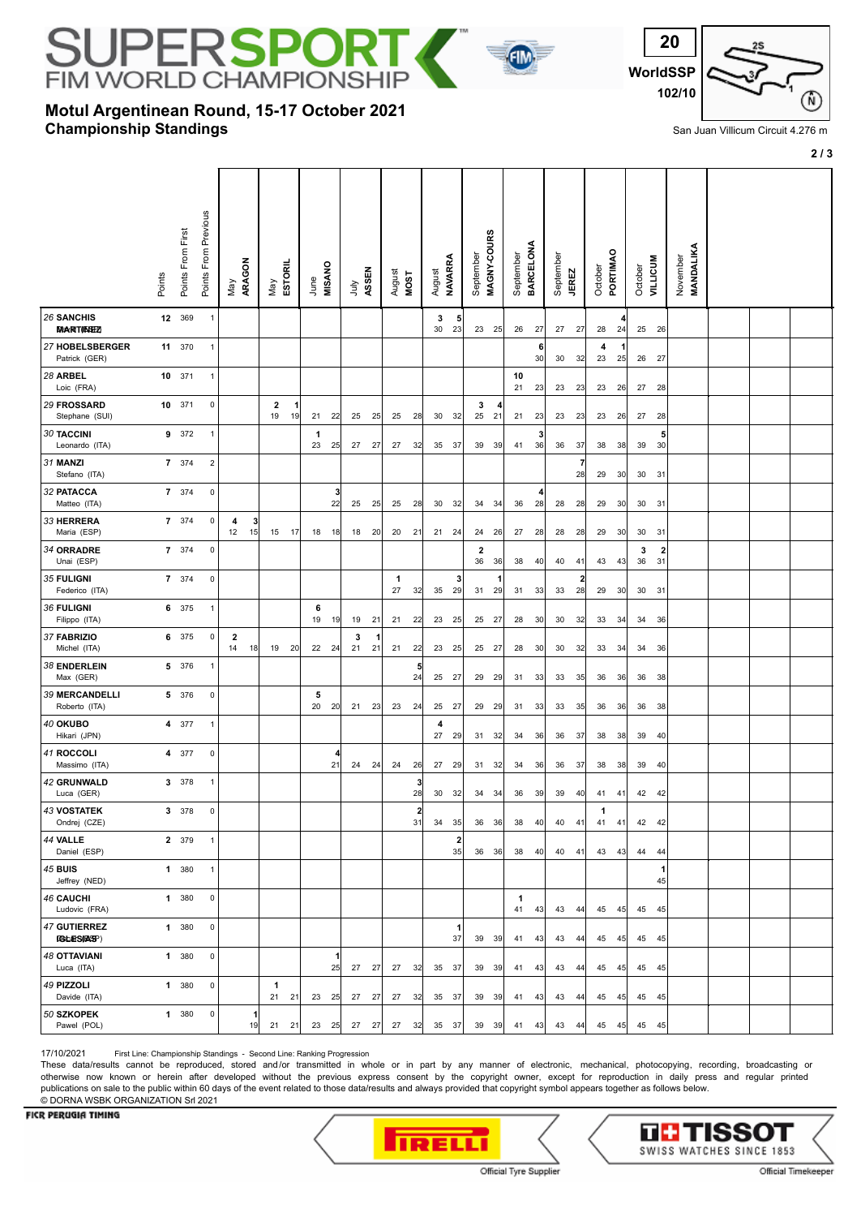# SUPERSPORT FIM WORLD CHAMPIONSHIP

**20**
**WorldSSP**
**102/10**

## Motul Argentinean Round, 15-17 October 2021
## Championship Standings

San Juan Villicum Circuit 4.276 m

| Rider | Points | Points From First | Points From Previous | May ARAGON | | May ESTORIL | | June MISANO | | July ASSEN | | August MOST | | August NAVARRA | | September MAGNY-COURS | | September BARCELONA | | September JEREZ | | October PORTIMAO | | October VILLICUM | | November MANDALIKA | |
|---|---|---|---|---|---|---|---|---|---|---|---|---|---|---|---|---|---|---|---|---|---|---|---|---|---|---|---|
| 26 SANCHIS MARTINEZ | 12 | 369 | 1 | | | | | | | | | | | 3 / 30 | 5 / 23 | 23 | 25 | 26 | 27 | 27 | 27 | 28 | 4 / 24 | 25 | 26 | | |
| 27 HOBELSBERGER Patrick (GER) | 11 | 370 | 1 | | | | | | | | | | | | | | | | 6 / 30 | 30 | 32 | 4 / 23 | 1 / 25 | 26 | 27 | | |
| 28 ARBEL Loic (FRA) | 10 | 371 | 1 | | | | | | | | | | | | | | | 10 / 21 | 23 | 23 | 23 | 23 | 26 | 27 | 28 | | |
| 29 FROSSARD Stephane (SUI) | 10 | 371 | 0 | | | 2 / 19 | 1 / 19 | 21 | 22 | 25 | 25 | 25 | 28 | 30 | 32 | 3 / 25 | 4 / 21 | 21 | 23 | 23 | 23 | 23 | 26 | 27 | 28 | | |
| 30 TACCINI Leonardo (ITA) | 9 | 372 | 1 | | | | | 1 / 23 | 25 | 27 | 27 | 27 | 32 | 35 | 37 | 39 | 39 | 41 | 3 / 36 | 36 | 37 | 38 | 38 | 39 | 5 / 30 | | |
| 31 MANZI Stefano (ITA) | 7 | 374 | 2 | | | | | | | | | | | | | | | | | | 7 / 28 | 29 | 30 | 30 | 31 | | |
| 32 PATACCA Matteo (ITA) | 7 | 374 | 0 | | | | | | 3 / 22 | 25 | 25 | 25 | 28 | 30 | 32 | 34 | 34 | 36 | 4 / 28 | 28 | 28 | 29 | 30 | 30 | 31 | | |
| 33 HERRERA Maria (ESP) | 7 | 374 | 0 | 4 / 12 | 3 / 15 | 15 | 17 | 18 | 18 | 18 | 20 | 20 | 21 | 21 | 24 | 24 | 26 | 27 | 28 | 28 | 28 | 29 | 30 | 30 | 31 | | |
| 34 ORRADRE Unai (ESP) | 7 | 374 | 0 | | | | | | | | | | | | | 2 / 36 | 36 | 38 | 40 | 40 | 41 | 43 | 43 | 3 / 36 | 2 / 31 | | |
| 35 FULIGNI Federico (ITA) | 7 | 374 | 0 | | | | | | | | | 1 / 27 | 32 | 35 | 3 / 29 | 31 | 1 / 29 | 31 | 33 | 33 | 2 / 28 | 29 | 30 | 30 | 31 | | |
| 36 FULIGNI Filippo (ITA) | 6 | 375 | 1 | | | | | 6 / 19 | 19 | 19 | 21 | 21 | 22 | 23 | 25 | 25 | 27 | 28 | 30 | 30 | 32 | 33 | 34 | 34 | 36 | | |
| 37 FABRIZIO Michel (ITA) | 6 | 375 | 0 | 2 / 14 | 18 | 19 | 20 | 22 | 24 | 3 / 21 | 1 / 21 | 21 | 22 | 23 | 25 | 25 | 27 | 28 | 30 | 30 | 32 | 33 | 34 | 34 | 36 | | |
| 38 ENDERLEIN Max (GER) | 5 | 376 | 1 | | | | | | | | | | 5 / 24 | 25 | 27 | 29 | 29 | 31 | 33 | 33 | 35 | 36 | 36 | 36 | 38 | | |
| 39 MERCANDELLI Roberto (ITA) | 5 | 376 | 0 | | | | | 5 / 20 | 20 | 21 | 23 | 23 | 24 | 25 | 27 | 29 | 29 | 31 | 33 | 33 | 35 | 36 | 36 | 36 | 38 | | |
| 40 OKUBO Hikari (JPN) | 4 | 377 | 1 | | | | | | | | | | | 4 / 27 | 29 | 31 | 32 | 34 | 36 | 36 | 37 | 38 | 38 | 39 | 40 | | |
| 41 ROCCOLI Massimo (ITA) | 4 | 377 | 0 | | | | | | 4 / 21 | 24 | 24 | 24 | 26 | 27 | 29 | 31 | 32 | 34 | 36 | 36 | 37 | 38 | 38 | 39 | 40 | | |
| 42 GRUNWALD Luca (GER) | 3 | 378 | 1 | | | | | | | | | | 3 / 28 | 30 | 32 | 34 | 34 | 36 | 39 | 39 | 40 | 41 | 41 | 42 | 42 | | |
| 43 VOSTATEK Ondrej (CZE) | 3 | 378 | 0 | | | | | | | | | | 2 / 31 | 34 | 35 | 36 | 36 | 38 | 40 | 40 | 41 | 1 / 41 | 41 | 42 | 42 | | |
| 44 VALLE Daniel (ESP) | 2 | 379 | 1 | | | | | | | | | | | | 2 / 35 | 36 | 36 | 38 | 40 | 40 | 41 | 43 | 43 | 44 | 44 | | |
| 45 BUIS Jeffrey (NED) | 1 | 380 | 1 | | | | | | | | | | | | | | | | | | | | | | 1 / 45 | | |
| 46 CAUCHI Ludovic (FRA) | 1 | 380 | 0 | | | | | | | | | | | | | | | 1 / 41 | 43 | 43 | 44 | 45 | 45 | 45 | 45 | | |
| 47 GUTIERREZ IGLESIAS | 1 | 380 | 0 | | | | | | | | | | | | 1 / 37 | 39 | 39 | 41 | 43 | 43 | 44 | 45 | 45 | 45 | 45 | | |
| 48 OTTAVIANI Luca (ITA) | 1 | 380 | 0 | | | | | | 1 / 25 | 27 | 27 | 27 | 32 | 35 | 37 | 39 | 39 | 41 | 43 | 43 | 44 | 45 | 45 | 45 | 45 | | |
| 49 PIZZOLI Davide (ITA) | 1 | 380 | 0 | | | 1 / 21 | 21 | 23 | 25 | 27 | 27 | 27 | 32 | 35 | 37 | 39 | 39 | 41 | 43 | 43 | 44 | 45 | 45 | 45 | 45 | | |
| 50 SZKOPEK Pawel (POL) | 1 | 380 | 0 | | 1 / 19 | 21 | 21 | 23 | 25 | 27 | 27 | 27 | 32 | 35 | 37 | 39 | 39 | 41 | 43 | 43 | 44 | 45 | 45 | 45 | 45 | | |

17/10/2021 First Line: Championship Standings - Second Line: Ranking Progression

These data/results cannot be reproduced, stored and/or transmitted in whole or in part by any manner of electronic, mechanical, photocopying, recording, broadcasting or otherwise now known or herein after developed without the previous express consent by the copyright owner, except for reproduction in daily press and regular printed publications on sale to the public within 60 days of the event related to those data/results and always provided that copyright symbol appears together as follows below.
© DORNA WSBK ORGANIZATION Srl 2021

FICR PERUGIA TIMING

Official Tyre Supplier — PIRELLI

Official Timekeeper — TISSOT SWISS WATCHES SINCE 1853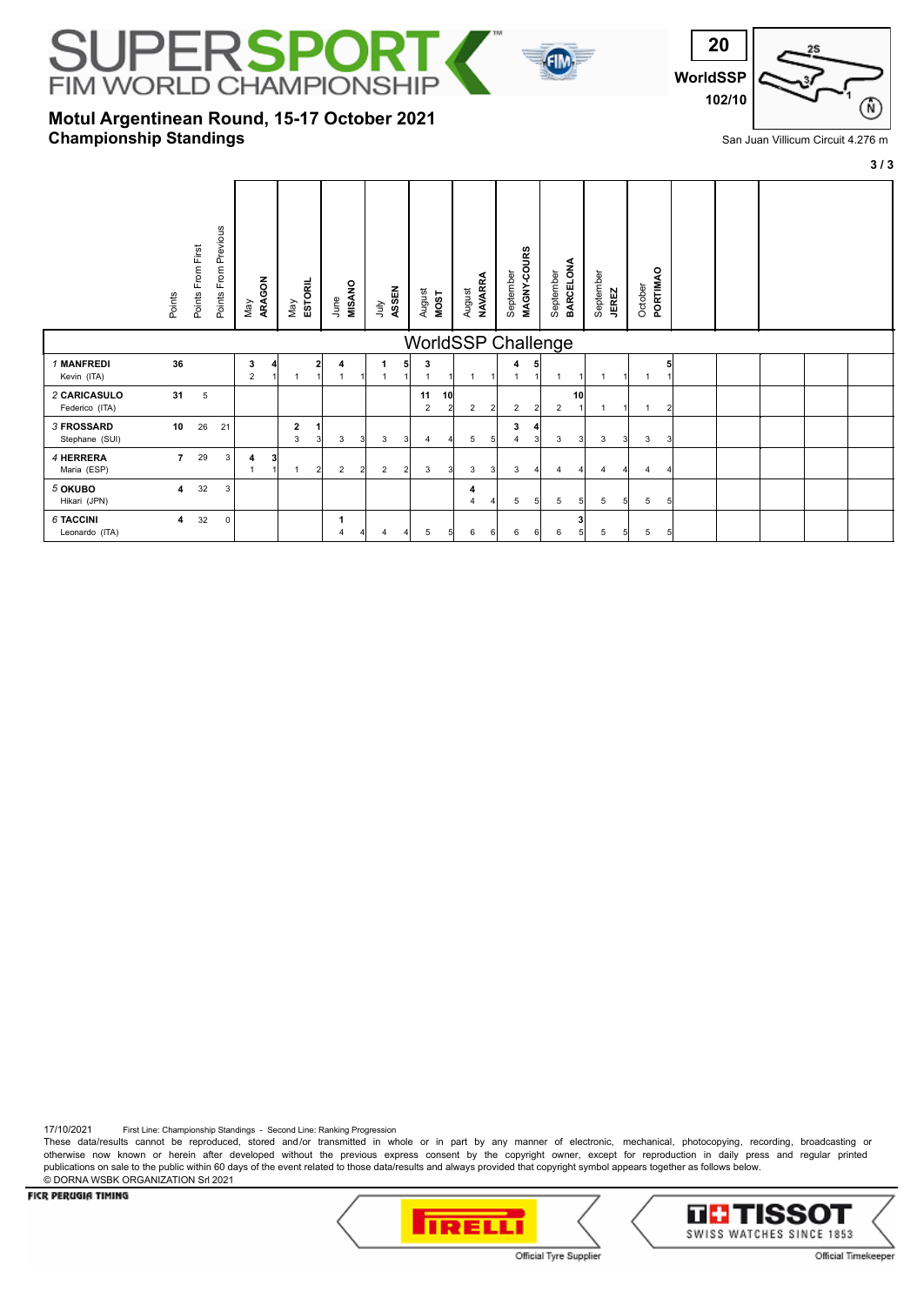# SUPERSPORT FIM WORLD CHAMPIONSHIP

**20**
**WorldSSP**
**102/10**

## Motul Argentinean Round, 15-17 October 2021
## Championship Standings

San Juan Villicum Circuit 4.276 m

## WorldSSP Challenge

| | Points | Points From First | Points From Previous | May ARAGON | May ESTORIL | June MISANO | July ASSEN | August MOST | August NAVARRA | September MAGNY-COURS | September BARCELONA | September JEREZ | October PORTIMAO | | | |
|---|---|---|---|---|---|---|---|---|---|---|---|---|---|---|---|---|
| 1 **MANFREDI** Kevin (ITA) | 36 | | | 3 4 / 2 1 | 2 / 1 1 | 4 / 1 1 | 1 5 / 1 1 | 3 / 1 1 | 1 1 | 4 5 / 1 1 | 1 1 | 1 1 | 5 / 1 1 | | | |
| 2 **CARICASULO** Federico (ITA) | 31 | 5 | | | | | | 11 10 / 2 2 | 2 2 | 2 2 | 10 / 2 1 | 1 1 | 1 2 | | | |
| 3 **FROSSARD** Stephane (SUI) | 10 | 26 | 21 | | 2 1 / 3 3 | 3 3 | 3 3 | 4 4 | 5 5 | 3 4 / 4 3 | 3 3 | 3 3 | 3 3 | | | |
| 4 **HERRERA** Maria (ESP) | 7 | 29 | 3 | 4 3 / 1 1 | 1 2 | 2 2 | 2 2 | 3 3 | 3 3 | 3 4 | 4 4 | 4 4 | 4 4 | | | |
| 5 **OKUBO** Hikari (JPN) | 4 | 32 | 3 | | | | | | 4 / 4 4 | 5 5 | 5 5 | 5 5 | 5 5 | | | |
| 6 **TACCINI** Leonardo (ITA) | 4 | 32 | 0 | | | 1 / 4 4 | 4 4 | 5 5 | 6 6 | 6 6 | 3 / 6 5 | 5 5 | 5 5 | | | |

17/10/2021 First Line: Championship Standings - Second Line: Ranking Progression

These data/results cannot be reproduced, stored and/or transmitted in whole or in part by any manner of electronic, mechanical, photocopying, recording, broadcasting or otherwise now known or herein after developed without the previous express consent by the copyright owner, except for reproduction in daily press and regular printed publications on sale to the public within 60 days of the event related to those data/results and always provided that copyright symbol appears together as follows below.

© DORNA WSBK ORGANIZATION Srl 2021

FICR PERUGIA TIMING

PIRELLI Official Tyre Supplier

TISSOT SWISS WATCHES SINCE 1853 Official Timekeeper